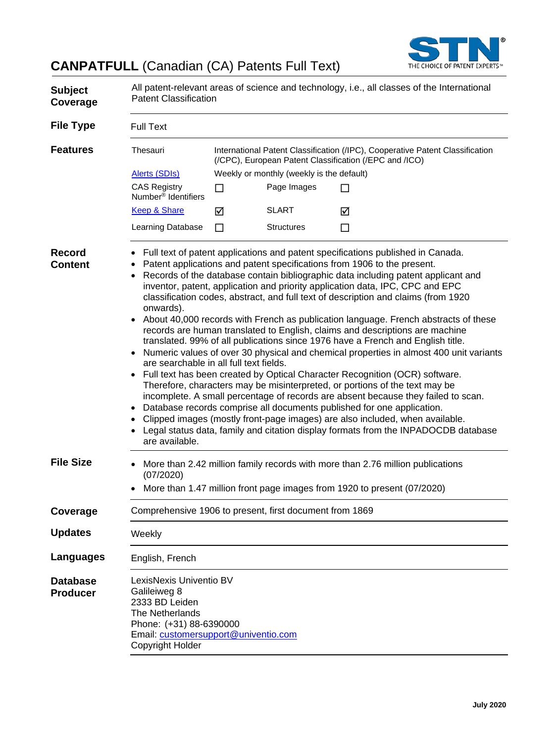# **CANPATFULL** (Canadian (CA) Patents Full Text)

| | |
|---|---|
| **Subject Coverage** | All patent-relevant areas of science and technology, i.e., all classes of the International Patent Classification |
| **File Type** | Full Text |

**Features**

| | | | |
|---|---|---|---|
| Thesauri | International Patent Classification (/IPC), Cooperative Patent Classification (/CPC), European Patent Classification (/EPC and /ICO) | | |
| Alerts (SDIs) | Weekly or monthly (weekly is the default) | | |
| CAS Registry Number® Identifiers | ☐ | Page Images | ☐ |
| Keep & Share | ☑ | SLART | ☑ |
| Learning Database | ☐ | Structures | ☐ |

**Record Content**

- Full text of patent applications and patent specifications published in Canada.
- Patent applications and patent specifications from 1906 to the present.
- Records of the database contain bibliographic data including patent applicant and inventor, patent, application and priority application data, IPC, CPC and EPC classification codes, abstract, and full text of description and claims (from 1920 onwards).
- About 40,000 records with French as publication language. French abstracts of these records are human translated to English, claims and descriptions are machine translated. 99% of all publications since 1976 have a French and English title.
- Numeric values of over 30 physical and chemical properties in almost 400 unit variants are searchable in all full text fields.
- Full text has been created by Optical Character Recognition (OCR) software. Therefore, characters may be misinterpreted, or portions of the text may be incomplete. A small percentage of records are absent because they failed to scan.
- Database records comprise all documents published for one application.
- Clipped images (mostly front-page images) are also included, when available.
- Legal status data, family and citation display formats from the INPADOCDB database are available.

**File Size**

- More than 2.42 million family records with more than 2.76 million publications (07/2020)
- More than 1.47 million front page images from 1920 to present (07/2020)

| | |
|---|---|
| **Coverage** | Comprehensive 1906 to present, first document from 1869 |
| **Updates** | Weekly |
| **Languages** | English, French |

**Database Producer**

LexisNexis Univentio BV
Galileiweg 8
2333 BD Leiden
The Netherlands
Phone: (+31) 88-6390000
Email: customersupport@univentio.com
Copyright Holder

July 2020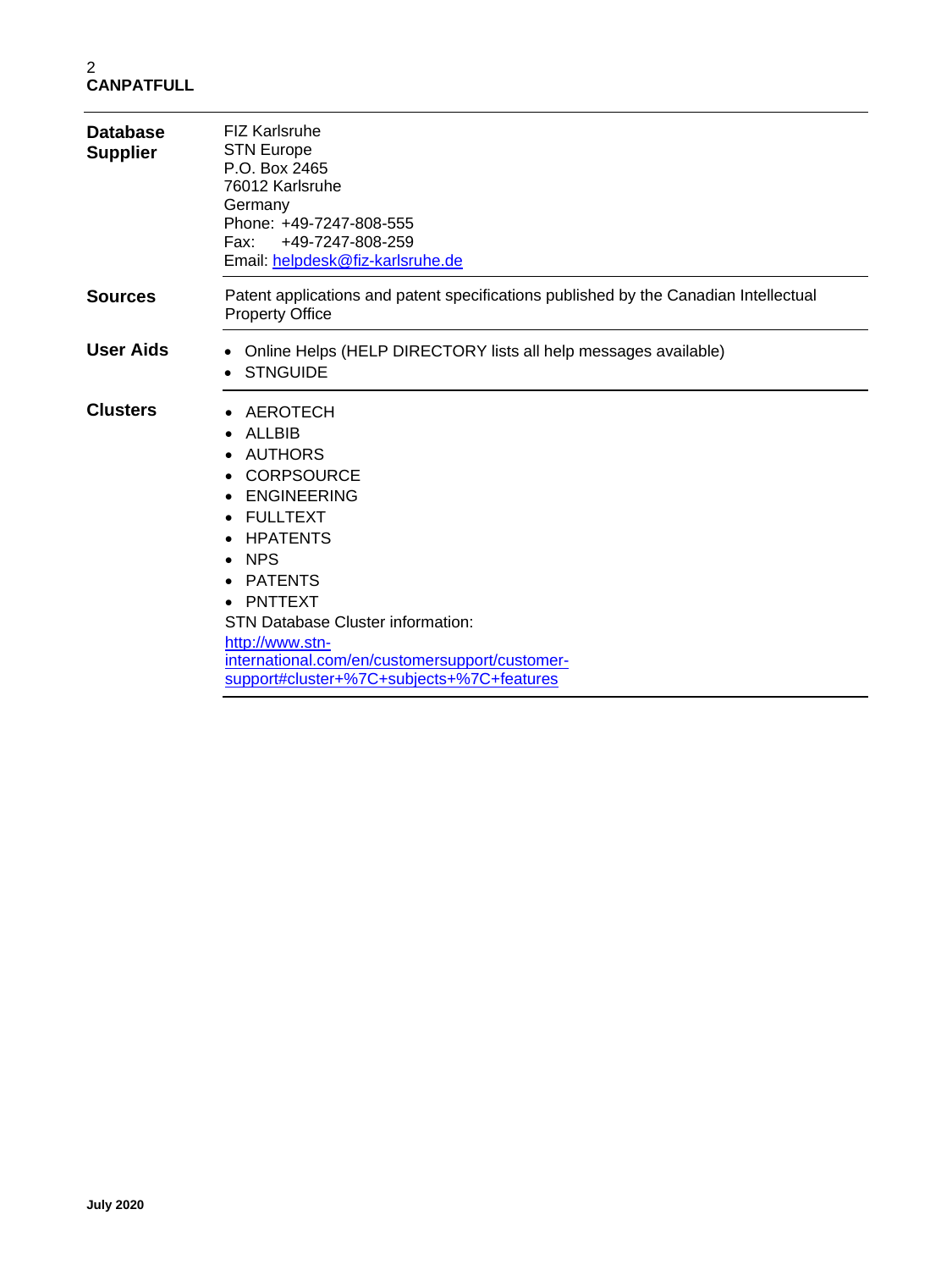| | |
|---|---|
| **Database Supplier** | FIZ Karlsruhe<br>STN Europe<br>P.O. Box 2465<br>76012 Karlsruhe<br>Germany<br>Phone: +49-7247-808-555<br>Fax: +49-7247-808-259<br>Email: helpdesk@fiz-karlsruhe.de |
| **Sources** | Patent applications and patent specifications published by the Canadian Intellectual Property Office |
| **User Aids** | • Online Helps (HELP DIRECTORY lists all help messages available)<br>• STNGUIDE |
| **Clusters** | • AEROTECH<br>• ALLBIB<br>• AUTHORS<br>• CORPSOURCE<br>• ENGINEERING<br>• FULLTEXT<br>• HPATENTS<br>• NPS<br>• PATENTS<br>• PNTTEXT<br>STN Database Cluster information:<br>http://www.stn-international.com/en/customersupport/customer-support#cluster+%7C+subjects+%7C+features |

July 2020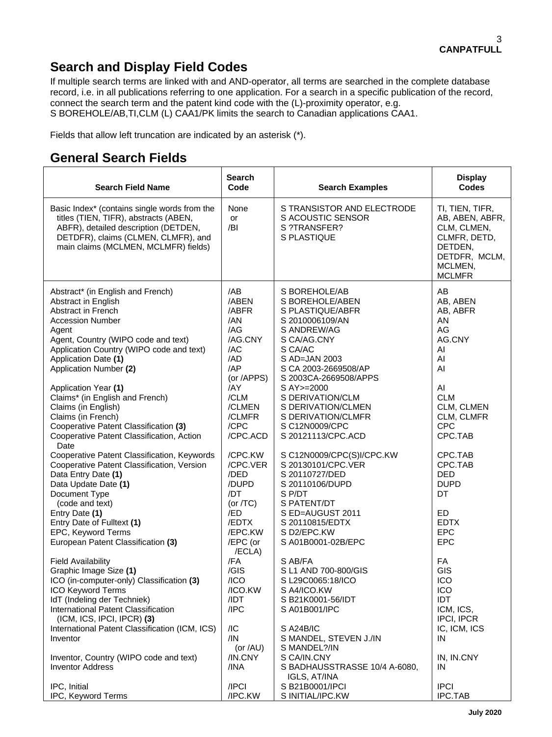## Search and Display Field Codes

If multiple search terms are linked with and AND-operator, all terms are searched in the complete database record, i.e. in all publications referring to one application. For a search in a specific publication of the record, connect the search term and the patent kind code with the (L)-proximity operator, e.g. S BOREHOLE/AB,TI,CLM (L) CAA1/PK limits the search to Canadian applications CAA1.

Fields that allow left truncation are indicated by an asterisk (*).

## General Search Fields

| Search Field Name | Search Code | Search Examples | Display Codes |
|---|---|---|---|
| Basic Index* (contains single words from the titles (TIEN, TIFR), abstracts (ABEN, ABFR), detailed description (DETDEN, DETDFR), claims (CLMEN, CLMFR), and main claims (MCLMEN, MCLMFR) fields) | None or /BI | S TRANSISTOR AND ELECTRODE<br>S ACOUSTIC SENSOR<br>S ?TRANSFER?<br>S PLASTIQUE | TI, TIEN, TIFR, AB, ABEN, ABFR, CLM, CLMEN, CLMFR, DETD, DETDEN, DETDFR, MCLM, MCLMEN, MCLMFR |
| Abstract* (in English and French) | /AB | S BOREHOLE/AB | AB |
| Abstract in English | /ABEN | S BOREHOLE/ABEN | AB, ABEN |
| Abstract in French | /ABFR | S PLASTIQUE/ABFR | AB, ABFR |
| Accession Number | /AN | S 2010006109/AN | AN |
| Agent | /AG | S ANDREW/AG | AG |
| Agent, Country (WIPO code and text) | /AG.CNY | S CA/AG.CNY | AG.CNY |
| Application Country (WIPO code and text) | /AC | S CA/AC | AI |
| Application Date **(1)** | /AD | S AD=JAN 2003 | AI |
| Application Number **(2)** | /AP (or /APPS) | S CA 2003-2669508/AP<br>S 2003CA-2669508/APPS | AI |
| Application Year **(1)** | /AY | S AY>=2000 | AI |
| Claims* (in English and French) | /CLM | S DERIVATION/CLM | CLM |
| Claims (in English) | /CLMEN | S DERIVATION/CLMEN | CLM, CLMEN |
| Claims (in French) | /CLMFR | S DERIVATION/CLMFR | CLM, CLMFR |
| Cooperative Patent Classification **(3)** | /CPC | S C12N0009/CPC | CPC |
| Cooperative Patent Classification, Action Date | /CPC.ACD | S 20121113/CPC.ACD | CPC.TAB |
| Cooperative Patent Classification, Keywords | /CPC.KW | S C12N0009/CPC(S)I/CPC.KW | CPC.TAB |
| Cooperative Patent Classification, Version | /CPC.VER | S 20130101/CPC.VER | CPC.TAB |
| Data Entry Date **(1)** | /DED | S 20110727/DED | DED |
| Data Update Date **(1)** | /DUPD | S 20110106/DUPD | DUPD |
| Document Type (code and text) | /DT (or /TC) | S P/DT<br>S PATENT/DT | DT |
| Entry Date **(1)** | /ED | S ED=AUGUST 2011 | ED |
| Entry Date of Fulltext **(1)** | /EDTX | S 20110815/EDTX | EDTX |
| EPC, Keyword Terms | /EPC.KW | S D2/EPC.KW | EPC |
| European Patent Classification **(3)** | /EPC (or /ECLA) | S A01B0001-02B/EPC | EPC |
| Field Availability | /FA | S AB/FA | FA |
| Graphic Image Size **(1)** | /GIS | S L1 AND 700-800/GIS | GIS |
| ICO (in-computer-only) Classification **(3)** | /ICO | S L29C0065:18/ICO | ICO |
| ICO Keyword Terms | /ICO.KW | S A4/ICO.KW | ICO |
| IdT (Indeling der Techniek) | /IDT | S B21K0001-56/IDT | IDT |
| International Patent Classification (ICM, ICS, IPCI, IPCR) **(3)** | /IPC | S A01B001/IPC | ICM, ICS, IPCI, IPCR |
| International Patent Classification (ICM, ICS) | /IC | S A24B/IC | IC, ICM, ICS |
| Inventor | /IN (or /AU) | S MANDEL, STEVEN J./IN<br>S MANDEL?/IN | IN |
| Inventor, Country (WIPO code and text) | /IN.CNY | S CA/IN.CNY | IN, IN.CNY |
| Inventor Address | /INA | S BADHAUSSTRASSE 10/4 A-6080, IGLS, AT/INA | IN |
| IPC, Initial | /IPCI | S B21B0001/IPCI | IPCI |
| IPC, Keyword Terms | /IPC.KW | S INITIAL/IPC.KW | IPC.TAB |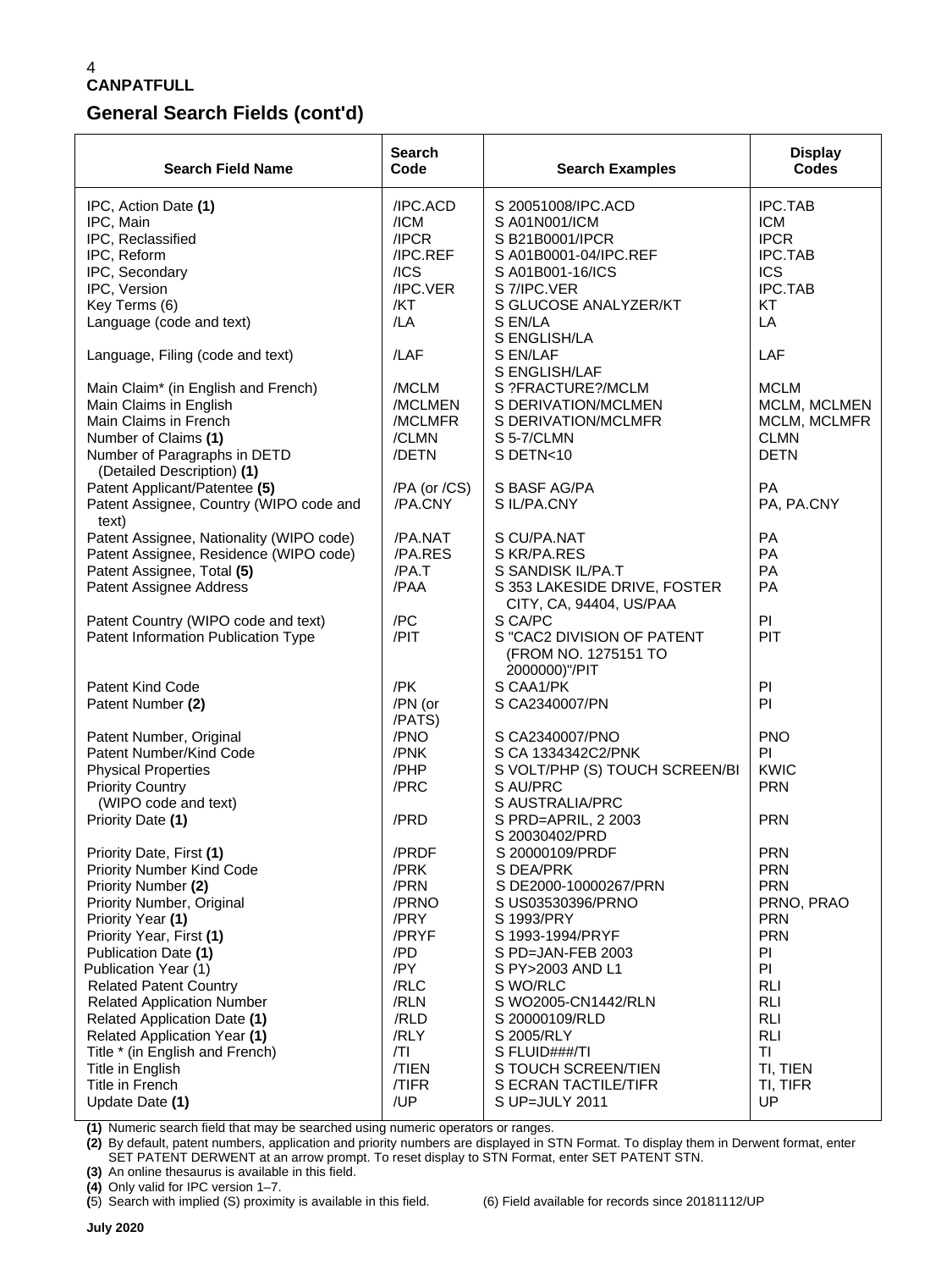**CANPATFULL**

## General Search Fields (cont'd)

| Search Field Name | Search Code | Search Examples | Display Codes |
|---|---|---|---|
| IPC, Action Date **(1)** | /IPC.ACD | S 20051008/IPC.ACD | IPC.TAB |
| IPC, Main | /ICM | S A01N001/ICM | ICM |
| IPC, Reclassified | /IPCR | S B21B0001/IPCR | IPCR |
| IPC, Reform | /IPC.REF | S A01B0001-04/IPC.REF | IPC.TAB |
| IPC, Secondary | /ICS | S A01B001-16/ICS | ICS |
| IPC, Version | /IPC.VER | S 7/IPC.VER | IPC.TAB |
| Key Terms (6) | /KT | S GLUCOSE ANALYZER/KT | KT |
| Language (code and text) | /LA | S EN/LA<br>S ENGLISH/LA | LA |
| Language, Filing (code and text) | /LAF | S EN/LAF<br>S ENGLISH/LAF | LAF |
| Main Claim* (in English and French) | /MCLM | S ?FRACTURE?/MCLM | MCLM |
| Main Claims in English | /MCLMEN | S DERIVATION/MCLMEN | MCLM, MCLMEN |
| Main Claims in French | /MCLMFR | S DERIVATION/MCLMFR | MCLM, MCLMFR |
| Number of Claims **(1)** | /CLMN | S 5-7/CLMN | CLMN |
| Number of Paragraphs in DETD (Detailed Description) **(1)** | /DETN | S DETN<10 | DETN |
| Patent Applicant/Patentee **(5)** | /PA (or /CS) | S BASF AG/PA | PA |
| Patent Assignee, Country (WIPO code and text) | /PA.CNY | S IL/PA.CNY | PA, PA.CNY |
| Patent Assignee, Nationality (WIPO code) | /PA.NAT | S CU/PA.NAT | PA |
| Patent Assignee, Residence (WIPO code) | /PA.RES | S KR/PA.RES | PA |
| Patent Assignee, Total **(5)** | /PA.T | S SANDISK IL/PA.T | PA |
| Patent Assignee Address | /PAA | S 353 LAKESIDE DRIVE, FOSTER CITY, CA, 94404, US/PAA | PA |
| Patent Country (WIPO code and text) | /PC | S CA/PC | PI |
| Patent Information Publication Type | /PIT | S "CAC2 DIVISION OF PATENT (FROM NO. 1275151 TO 2000000)"/PIT | PIT |
| Patent Kind Code | /PK | S CAA1/PK | PI |
| Patent Number **(2)** | /PN (or /PATS) | S CA2340007/PN | PI |
| Patent Number, Original | /PNO | S CA2340007/PNO | PNO |
| Patent Number/Kind Code | /PNK | S CA 1334342C2/PNK | PI |
| Physical Properties | /PHP | S VOLT/PHP (S) TOUCH SCREEN/BI | KWIC |
| Priority Country (WIPO code and text) | /PRC | S AU/PRC<br>S AUSTRALIA/PRC | PRN |
| Priority Date **(1)** | /PRD | S PRD=APRIL, 2 2003<br>S 20030402/PRD | PRN |
| Priority Date, First **(1)** | /PRDF | S 20000109/PRDF | PRN |
| Priority Number Kind Code | /PRK | S DEA/PRK | PRN |
| Priority Number **(2)** | /PRN | S DE2000-10000267/PRN | PRN |
| Priority Number, Original | /PRNO | S US03530396/PRNO | PRNO, PRAO |
| Priority Year **(1)** | /PRY | S 1993/PRY | PRN |
| Priority Year, First **(1)** | /PRYF | S 1993-1994/PRYF | PRN |
| Publication Date **(1)** | /PD | S PD=JAN-FEB 2003 | PI |
| Publication Year (1) | /PY | S PY>2003 AND L1 | PI |
| Related Patent Country | /RLC | S WO/RLC | RLI |
| Related Application Number | /RLN | S WO2005-CN1442/RLN | RLI |
| Related Application Date **(1)** | /RLD | S 20000109/RLD | RLI |
| Related Application Year **(1)** | /RLY | S 2005/RLY | RLI |
| Title * (in English and French) | /TI | S FLUID###/TI | TI |
| Title in English | /TIEN | S TOUCH SCREEN/TIEN | TI, TIEN |
| Title in French | /TIFR | S ECRAN TACTILE/TIFR | TI, TIFR |
| Update Date **(1)** | /UP | S UP=JULY 2011 | UP |

**(1)** Numeric search field that may be searched using numeric operators or ranges.
**(2)** By default, patent numbers, application and priority numbers are displayed in STN Format. To display them in Derwent format, enter SET PATENT DERWENT at an arrow prompt. To reset display to STN Format, enter SET PATENT STN.
**(3)** An online thesaurus is available in this field.
**(4)** Only valid for IPC version 1–7.
**(5)** Search with implied (S) proximity is available in this field.
(6) Field available for records since 20181112/UP

**July 2020**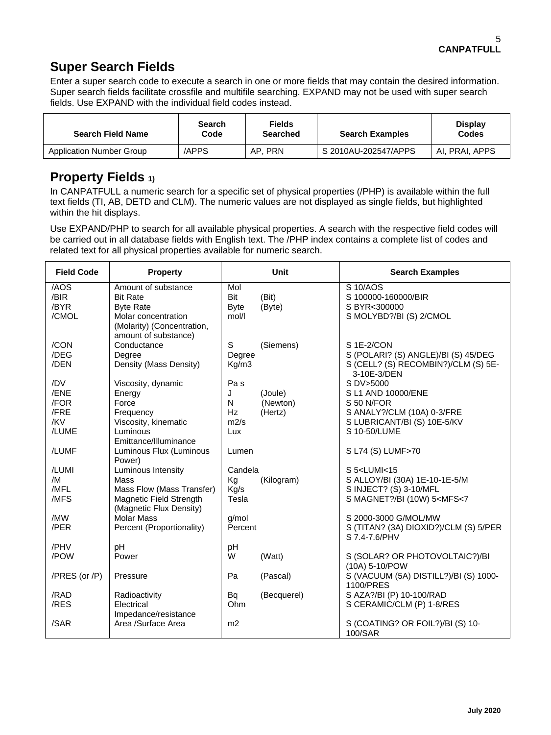## Super Search Fields

Enter a super search code to execute a search in one or more fields that may contain the desired information. Super search fields facilitate crossfile and multifile searching. EXPAND may not be used with super search fields. Use EXPAND with the individual field codes instead.

| Search Field Name | Search Code | Fields Searched | Search Examples | Display Codes |
|---|---|---|---|---|
| Application Number Group | /APPS | AP, PRN | S 2010AU-202547/APPS | AI, PRAI, APPS |

## Property Fields 1)

In CANPATFULL a numeric search for a specific set of physical properties (/PHP) is available within the full text fields (TI, AB, DETD and CLM). The numeric values are not displayed as single fields, but highlighted within the hit displays.

Use EXPAND/PHP to search for all available physical properties. A search with the respective field codes will be carried out in all database fields with English text. The /PHP index contains a complete list of codes and related text for all physical properties available for numeric search.

| Field Code | Property | Unit | Search Examples |
|---|---|---|---|
| /AOS | Amount of substance | Mol | S 10/AOS |
| /BIR | Bit Rate | Bit (Bit) | S 100000-160000/BIR |
| /BYR | Byte Rate | Byte (Byte) | S BYR<300000 |
| /CMOL | Molar concentration (Molarity) (Concentration, amount of substance) | mol/l | S MOLYBD?/BI (S) 2/CMOL |
| /CON | Conductance | S (Siemens) | S 1E-2/CON |
| /DEG | Degree | Degree | S (POLARI? (S) ANGLE)/BI (S) 45/DEG |
| /DEN | Density (Mass Density) | Kg/m3 | S (CELL? (S) RECOMBIN?)/CLM (S) 5E-3-10E-3/DEN |
| /DV | Viscosity, dynamic | Pa s | S DV>5000 |
| /ENE | Energy | J (Joule) | S L1 AND 10000/ENE |
| /FOR | Force | N (Newton) | S 50 N/FOR |
| /FRE | Frequency | Hz (Hertz) | S ANALY?/CLM (10A) 0-3/FRE |
| /KV | Viscosity, kinematic | m2/s | S LUBRICANT/BI (S) 10E-5/KV |
| /LUME | Luminous Emittance/Illuminance | Lux | S 10-50/LUME |
| /LUMF | Luminous Flux (Luminous Power) | Lumen | S L74 (S) LUMF>70 |
| /LUMI | Luminous Intensity | Candela | S 5<LUMI<15 |
| /M | Mass | Kg (Kilogram) | S ALLOY/BI (30A) 1E-10-1E-5/M |
| /MFL | Mass Flow (Mass Transfer) | Kg/s | S INJECT? (S) 3-10/MFL |
| /MFS | Magnetic Field Strength (Magnetic Flux Density) | Tesla | S MAGNET?/BI (10W) 5<MFS<7 |
| /MW | Molar Mass | g/mol | S 2000-3000 G/MOL/MW |
| /PER | Percent (Proportionality) | Percent | S (TITAN? (3A) DIOXID?)/CLM (S) 5/PER S 7.4-7.6/PHV |
| /PHV | pH | pH | |
| /POW | Power | W (Watt) | S (SOLAR? OR PHOTOVOLTAIC?)/BI (10A) 5-10/POW |
| /PRES (or /P) | Pressure | Pa (Pascal) | S (VACUUM (5A) DISTILL?)/BI (S) 1000-1100/PRES |
| /RAD | Radioactivity | Bq (Becquerel) | S AZA?/BI (P) 10-100/RAD |
| /RES | Electrical Impedance/resistance | Ohm | S CERAMIC/CLM (P) 1-8/RES |
| /SAR | Area /Surface Area | m2 | S (COATING? OR FOIL?)/BI (S) 10-100/SAR |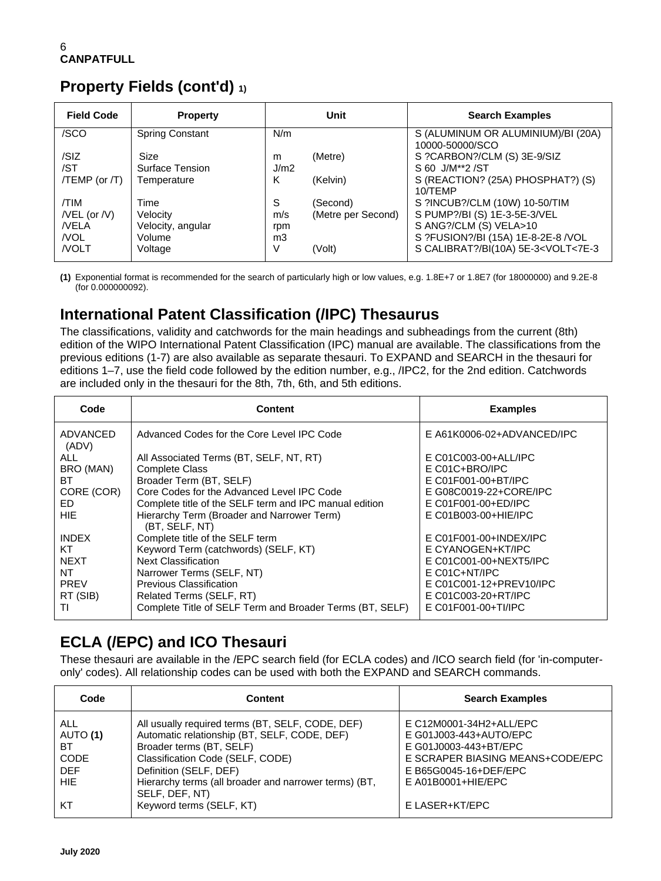## Property Fields (cont'd) [1)]

| Field Code | Property | Unit | | Search Examples |
|---|---|---|---|---|
| /SCO | Spring Constant | N/m | | S (ALUMINUM OR ALUMINIUM)/BI (20A) 10000-50000/SCO |
| /SIZ | Size | m | (Metre) | S ?CARBON?/CLM (S) 3E-9/SIZ |
| /ST | Surface Tension | J/m2 | | S 60 J/M**2 /ST |
| /TEMP (or /T) | Temperature | K | (Kelvin) | S (REACTION? (25A) PHOSPHAT?) (S) 10/TEMP |
| /TIM | Time | S | (Second) | S ?INCUB?/CLM (10W) 10-50/TIM |
| /VEL (or /V) | Velocity | m/s | (Metre per Second) | S PUMP?/BI (S) 1E-3-5E-3/VEL |
| /VELA | Velocity, angular | rpm | | S ANG?/CLM (S) VELA>10 |
| /VOL | Volume | m3 | | S ?FUSION?/BI (15A) 1E-8-2E-8 /VOL |
| /VOLT | Voltage | V | (Volt) | S CALIBRAT?/BI(10A) 5E-3<VOLT<7E-3 |

**(1)** Exponential format is recommended for the search of particularly high or low values, e.g. 1.8E+7 or 1.8E7 (for 18000000) and 9.2E-8 (for 0.000000092).

## International Patent Classification (/IPC) Thesaurus

The classifications, validity and catchwords for the main headings and subheadings from the current (8th) edition of the WIPO International Patent Classification (IPC) manual are available. The classifications from the previous editions (1-7) are also available as separate thesauri. To EXPAND and SEARCH in the thesauri for editions 1–7, use the field code followed by the edition number, e.g., /IPC2, for the 2nd edition. Catchwords are included only in the thesauri for the 8th, 7th, 6th, and 5th editions.

| Code | Content | Examples |
|---|---|---|
| ADVANCED (ADV) | Advanced Codes for the Core Level IPC Code | E A61K0006-02+ADVANCED/IPC |
| ALL | All Associated Terms (BT, SELF, NT, RT) | E C01C003-00+ALL/IPC |
| BRO (MAN) | Complete Class | E C01C+BRO/IPC |
| BT | Broader Term (BT, SELF) | E C01F001-00+BT/IPC |
| CORE (COR) | Core Codes for the Advanced Level IPC Code | E G08C0019-22+CORE/IPC |
| ED | Complete title of the SELF term and IPC manual edition | E C01F001-00+ED/IPC |
| HIE | Hierarchy Term (Broader and Narrower Term) (BT, SELF, NT) | E C01B003-00+HIE/IPC |
| INDEX | Complete title of the SELF term | E C01F001-00+INDEX/IPC |
| KT | Keyword Term (catchwords) (SELF, KT) | E CYANOGEN+KT/IPC |
| NEXT | Next Classification | E C01C001-00+NEXT5/IPC |
| NT | Narrower Terms (SELF, NT) | E C01C+NT/IPC |
| PREV | Previous Classification | E C01C001-12+PREV10/IPC |
| RT (SIB) | Related Terms (SELF, RT) | E C01C003-20+RT/IPC |
| TI | Complete Title of SELF Term and Broader Terms (BT, SELF) | E C01F001-00+TI/IPC |

## ECLA (/EPC) and ICO Thesauri

These thesauri are available in the /EPC search field (for ECLA codes) and /ICO search field (for 'in-computer-only' codes). All relationship codes can be used with both the EXPAND and SEARCH commands.

| Code | Content | Search Examples |
|---|---|---|
| ALL | All usually required terms (BT, SELF, CODE, DEF) | E C12M0001-34H2+ALL/EPC |
| AUTO **(1)** | Automatic relationship (BT, SELF, CODE, DEF) | E G01J003-443+AUTO/EPC |
| BT | Broader terms (BT, SELF) | E G01J0003-443+BT/EPC |
| CODE | Classification Code (SELF, CODE) | E SCRAPER BIASING MEANS+CODE/EPC |
| DEF | Definition (SELF, DEF) | E B65G0045-16+DEF/EPC |
| HIE | Hierarchy terms (all broader and narrower terms) (BT, SELF, DEF, NT) | E A01B0001+HIE/EPC |
| KT | Keyword terms (SELF, KT) | E LASER+KT/EPC |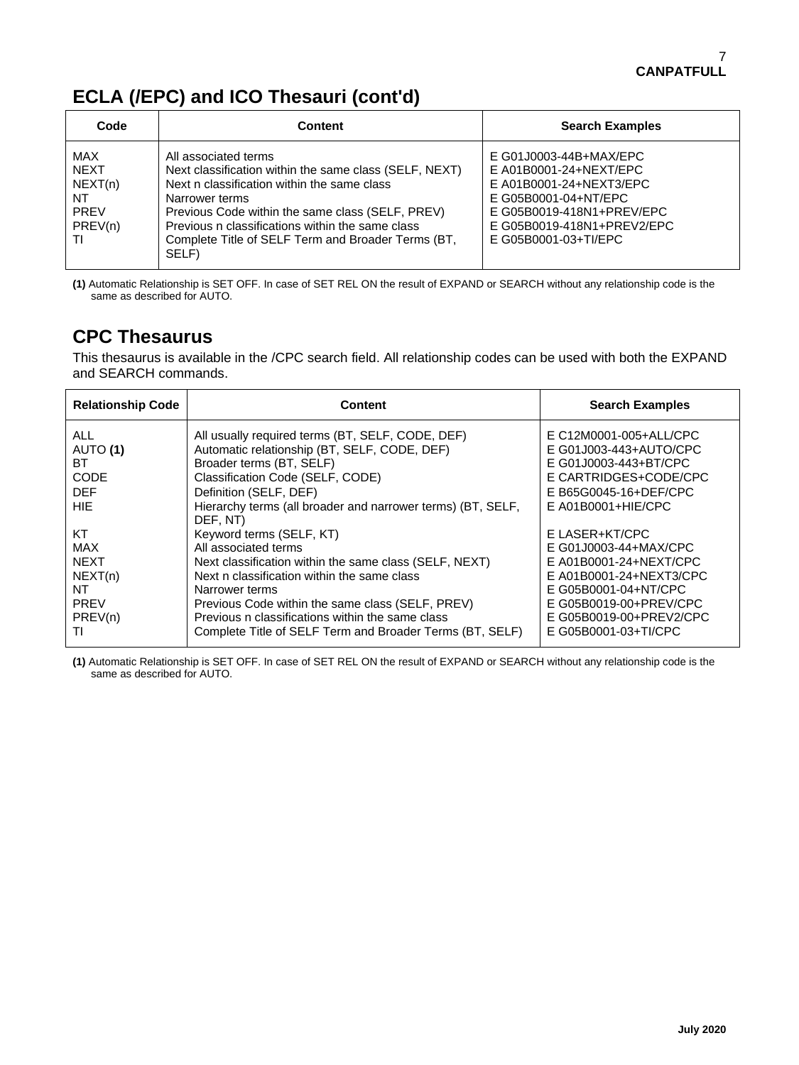## ECLA (/EPC) and ICO Thesauri (cont'd)

| Code | Content | Search Examples |
|---|---|---|
| MAX | All associated terms | E G01J0003-44B+MAX/EPC |
| NEXT | Next classification within the same class (SELF, NEXT) | E A01B0001-24+NEXT/EPC |
| NEXT(n) | Next n classification within the same class | E A01B0001-24+NEXT3/EPC |
| NT | Narrower terms | E G05B0001-04+NT/EPC |
| PREV | Previous Code within the same class (SELF, PREV) | E G05B0019-418N1+PREV/EPC |
| PREV(n) | Previous n classifications within the same class | E G05B0019-418N1+PREV2/EPC |
| TI | Complete Title of SELF Term and Broader Terms (BT, SELF) | E G05B0001-03+TI/EPC |

**(1)** Automatic Relationship is SET OFF. In case of SET REL ON the result of EXPAND or SEARCH without any relationship code is the same as described for AUTO.

## CPC Thesaurus

This thesaurus is available in the /CPC search field. All relationship codes can be used with both the EXPAND and SEARCH commands.

| Relationship Code | Content | Search Examples |
|---|---|---|
| ALL | All usually required terms (BT, SELF, CODE, DEF) | E C12M0001-005+ALL/CPC |
| AUTO **(1)** | Automatic relationship (BT, SELF, CODE, DEF) | E G01J003-443+AUTO/CPC |
| BT | Broader terms (BT, SELF) | E G01J0003-443+BT/CPC |
| CODE | Classification Code (SELF, CODE) | E CARTRIDGES+CODE/CPC |
| DEF | Definition (SELF, DEF) | E B65G0045-16+DEF/CPC |
| HIE | Hierarchy terms (all broader and narrower terms) (BT, SELF, DEF, NT) | E A01B0001+HIE/CPC |
| KT | Keyword terms (SELF, KT) | E LASER+KT/CPC |
| MAX | All associated terms | E G01J0003-44+MAX/CPC |
| NEXT | Next classification within the same class (SELF, NEXT) | E A01B0001-24+NEXT/CPC |
| NEXT(n) | Next n classification within the same class | E A01B0001-24+NEXT3/CPC |
| NT | Narrower terms | E G05B0001-04+NT/CPC |
| PREV | Previous Code within the same class (SELF, PREV) | E G05B0019-00+PREV/CPC |
| PREV(n) | Previous n classifications within the same class | E G05B0019-00+PREV2/CPC |
| TI | Complete Title of SELF Term and Broader Terms (BT, SELF) | E G05B0001-03+TI/CPC |

**(1)** Automatic Relationship is SET OFF. In case of SET REL ON the result of EXPAND or SEARCH without any relationship code is the same as described for AUTO.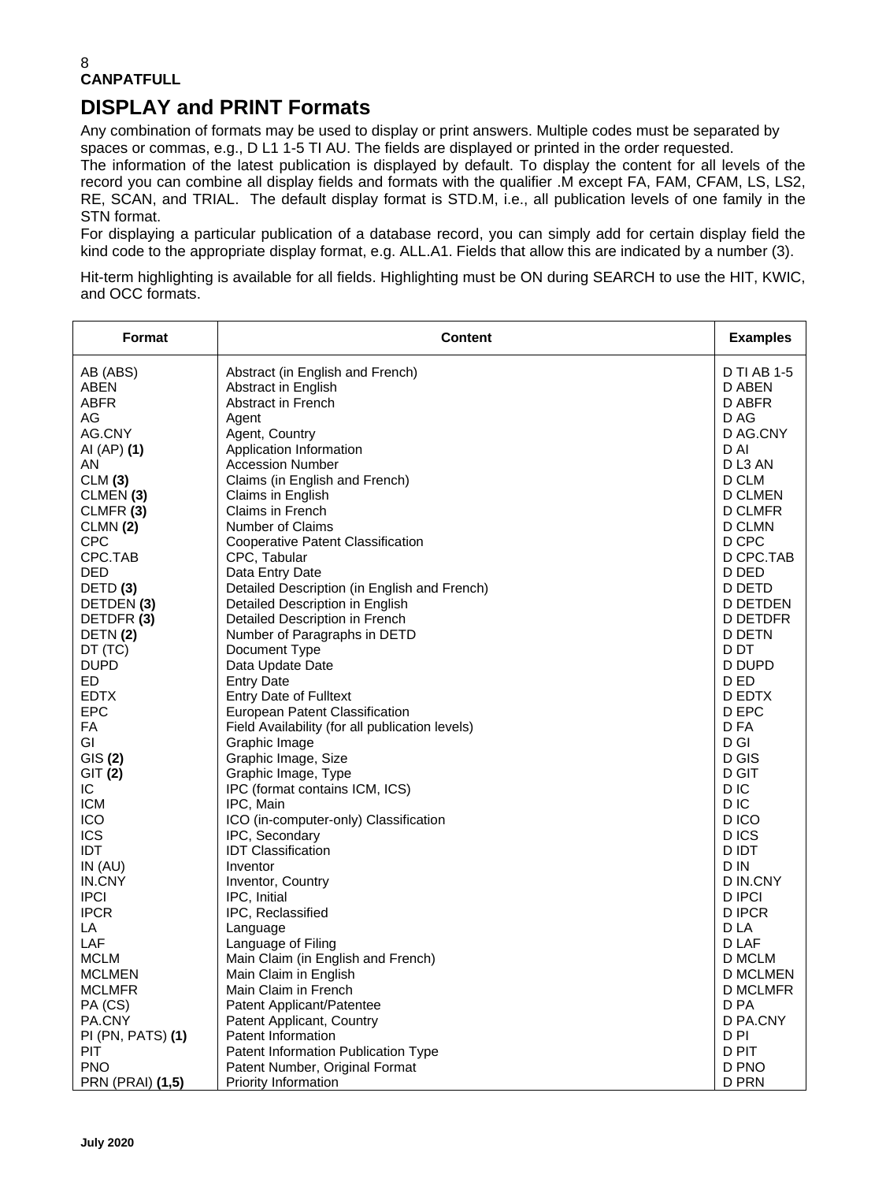## DISPLAY and PRINT Formats

Any combination of formats may be used to display or print answers. Multiple codes must be separated by spaces or commas, e.g., D L1 1-5 TI AU. The fields are displayed or printed in the order requested.

The information of the latest publication is displayed by default. To display the content for all levels of the record you can combine all display fields and formats with the qualifier .M except FA, FAM, CFAM, LS, LS2, RE, SCAN, and TRIAL. The default display format is STD.M, i.e., all publication levels of one family in the STN format.

For displaying a particular publication of a database record, you can simply add for certain display field the kind code to the appropriate display format, e.g. ALL.A1. Fields that allow this are indicated by a number (3).

Hit-term highlighting is available for all fields. Highlighting must be ON during SEARCH to use the HIT, KWIC, and OCC formats.

| Format | Content | Examples |
|---|---|---|
| AB (ABS) | Abstract (in English and French) | D TI AB 1-5 |
| ABEN | Abstract in English | D ABEN |
| ABFR | Abstract in French | D ABFR |
| AG | Agent | D AG |
| AG.CNY | Agent, Country | D AG.CNY |
| AI (AP) **(1)** | Application Information | D AI |
| AN | Accession Number | D L3 AN |
| CLM **(3)** | Claims (in English and French) | D CLM |
| CLMEN **(3)** | Claims in English | D CLMEN |
| CLMFR **(3)** | Claims in French | D CLMFR |
| CLMN **(2)** | Number of Claims | D CLMN |
| CPC | Cooperative Patent Classification | D CPC |
| CPC.TAB | CPC, Tabular | D CPC.TAB |
| DED | Data Entry Date | D DED |
| DETD **(3)** | Detailed Description (in English and French) | D DETD |
| DETDEN **(3)** | Detailed Description in English | D DETDEN |
| DETDFR **(3)** | Detailed Description in French | D DETDFR |
| DETN **(2)** | Number of Paragraphs in DETD | D DETN |
| DT (TC) | Document Type | D DT |
| DUPD | Data Update Date | D DUPD |
| ED | Entry Date | D ED |
| EDTX | Entry Date of Fulltext | D EDTX |
| EPC | European Patent Classification | D EPC |
| FA | Field Availability (for all publication levels) | D FA |
| GI | Graphic Image | D GI |
| GIS **(2)** | Graphic Image, Size | D GIS |
| GIT **(2)** | Graphic Image, Type | D GIT |
| IC | IPC (format contains ICM, ICS) | D IC |
| ICM | IPC, Main | D IC |
| ICO | ICO (in-computer-only) Classification | D ICO |
| ICS | IPC, Secondary | D ICS |
| IDT | IDT Classification | D IDT |
| IN (AU) | Inventor | D IN |
| IN.CNY | Inventor, Country | D IN.CNY |
| IPCI | IPC, Initial | D IPCI |
| IPCR | IPC, Reclassified | D IPCR |
| LA | Language | D LA |
| LAF | Language of Filing | D LAF |
| MCLM | Main Claim (in English and French) | D MCLM |
| MCLMEN | Main Claim in English | D MCLMEN |
| MCLMFR | Main Claim in French | D MCLMFR |
| PA (CS) | Patent Applicant/Patentee | D PA |
| PA.CNY | Patent Applicant, Country | D PA.CNY |
| PI (PN, PATS) **(1)** | Patent Information | D PI |
| PIT | Patent Information Publication Type | D PIT |
| PNO | Patent Number, Original Format | D PNO |
| PRN (PRAI) **(1,5)** | Priority Information | D PRN |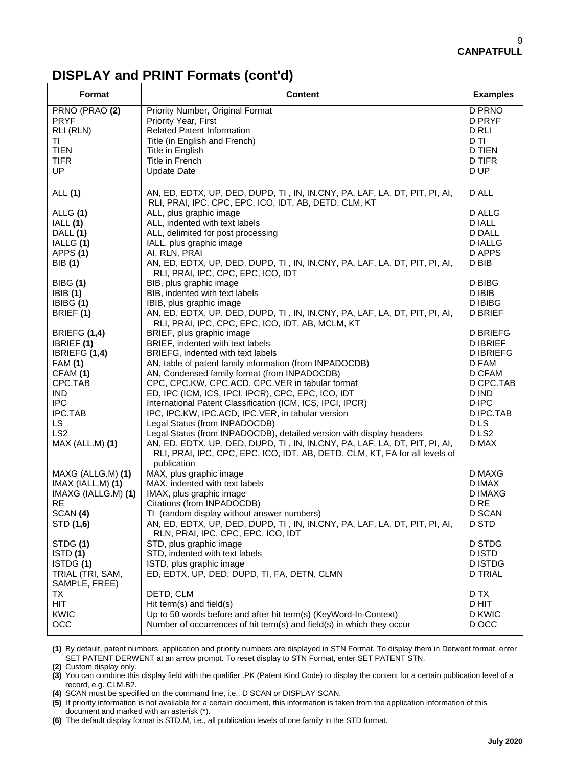## DISPLAY and PRINT Formats (cont'd)

| Format | Content | Examples |
|---|---|---|
| PRNO (PRAO **(2)** | Priority Number, Original Format | D PRNO |
| PRYF | Priority Year, First | D PRYF |
| RLI (RLN) | Related Patent Information | D RLI |
| TI | Title (in English and French) | D TI |
| TIEN | Title in English | D TIEN |
| TIFR | Title in French | D TIFR |
| UP | Update Date | D UP |
| ALL **(1)** | AN, ED, EDTX, UP, DED, DUPD, TI , IN, IN.CNY, PA, LAF, LA, DT, PIT, PI, AI, RLI, PRAI, IPC, CPC, EPC, ICO, IDT, AB, DETD, CLM, KT | D ALL |
| ALLG **(1)** | ALL, plus graphic image | D ALLG |
| IALL **(1)** | ALL, indented with text labels | D IALL |
| DALL **(1)** | ALL, delimited for post processing | D DALL |
| IALLG **(1)** | IALL, plus graphic image | D IALLG |
| APPS **(1)** | AI, RLN, PRAI | D APPS |
| BIB **(1)** | AN, ED, EDTX, UP, DED, DUPD, TI , IN, IN.CNY, PA, LAF, LA, DT, PIT, PI, AI, RLI, PRAI, IPC, CPC, EPC, ICO, IDT | D BIB |
| BIBG **(1)** | BIB, plus graphic image | D BIBG |
| IBIB **(1)** | BIB, indented with text labels | D IBIB |
| IBIBG **(1)** | IBIB, plus graphic image | D IBIBG |
| BRIEF **(1)** | AN, ED, EDTX, UP, DED, DUPD, TI , IN, IN.CNY, PA, LAF, LA, DT, PIT, PI, AI, RLI, PRAI, IPC, CPC, EPC, ICO, IDT, AB, MCLM, KT | D BRIEF |
| BRIEFG **(1,4)** | BRIEF, plus graphic image | D BRIEFG |
| IBRIEF **(1)** | BRIEF, indented with text labels | D IBRIEF |
| IBRIEFG **(1,4)** | BRIEFG, indented with text labels | D IBRIEFG |
| FAM **(1)** | AN, table of patent family information (from INPADOCDB) | D FAM |
| CFAM **(1)** | AN, Condensed family format (from INPADOCDB) | D CFAM |
| CPC.TAB | CPC, CPC.KW, CPC.ACD, CPC.VER in tabular format | D CPC.TAB |
| IND | ED, IPC (ICM, ICS, IPCI, IPCR), CPC, EPC, ICO, IDT | D IND |
| IPC | International Patent Classification (ICM, ICS, IPCI, IPCR) | D IPC |
| IPC.TAB | IPC, IPC.KW, IPC.ACD, IPC.VER, in tabular version | D IPC.TAB |
| LS | Legal Status (from INPADOCDB) | D LS |
| LS2 | Legal Status (from INPADOCDB), detailed version with display headers | D LS2 |
| MAX (ALL.M) **(1)** | AN, ED, EDTX, UP, DED, DUPD, TI , IN, IN.CNY, PA, LAF, LA, DT, PIT, PI, AI, RLI, PRAI, IPC, CPC, EPC, ICO, IDT, AB, DETD, CLM, KT, FA for all levels of publication | D MAX |
| MAXG (ALLG.M) **(1)** | MAX, plus graphic image | D MAXG |
| IMAX (IALL.M) **(1)** | MAX, indented with text labels | D IMAX |
| IMAXG (IALLG.M) **(1)** | IMAX, plus graphic image | D IMAXG |
| RE | Citations (from INPADOCDB) | D RE |
| SCAN **(4)** | TI (random display without answer numbers) | D SCAN |
| STD **(1,6)** | AN, ED, EDTX, UP, DED, DUPD, TI , IN, IN.CNY, PA, LAF, LA, DT, PIT, PI, AI, RLN, PRAI, IPC, CPC, EPC, ICO, IDT | D STD |
| STDG **(1)** | STD, plus graphic image | D STDG |
| ISTD **(1)** | STD, indented with text labels | D ISTD |
| ISTDG **(1)** | ISTD, plus graphic image | D ISTDG |
| TRIAL (TRI, SAM, SAMPLE, FREE) | ED, EDTX, UP, DED, DUPD, TI, FA, DETN, CLMN | D TRIAL |
| TX | DETD, CLM | D TX |
| HIT | Hit term(s) and field(s) | D HIT |
| KWIC | Up to 50 words before and after hit term(s) (KeyWord-In-Context) | D KWIC |
| OCC | Number of occurrences of hit term(s) and field(s) in which they occur | D OCC |

**(1)** By default, patent numbers, application and priority numbers are displayed in STN Format. To display them in Derwent format, enter SET PATENT DERWENT at an arrow prompt. To reset display to STN Format, enter SET PATENT STN.

**(2)** Custom display only.

**(3)** You can combine this display field with the qualifier .PK (Patent Kind Code) to display the content for a certain publication level of a record, e.g. CLM.B2.

**(4)** SCAN must be specified on the command line, i.e., D SCAN or DISPLAY SCAN.

**(5)** If priority information is not available for a certain document, this information is taken from the application information of this document and marked with an asterisk (*).

**(6)** The default display format is STD.M, i.e., all publication levels of one family in the STD format.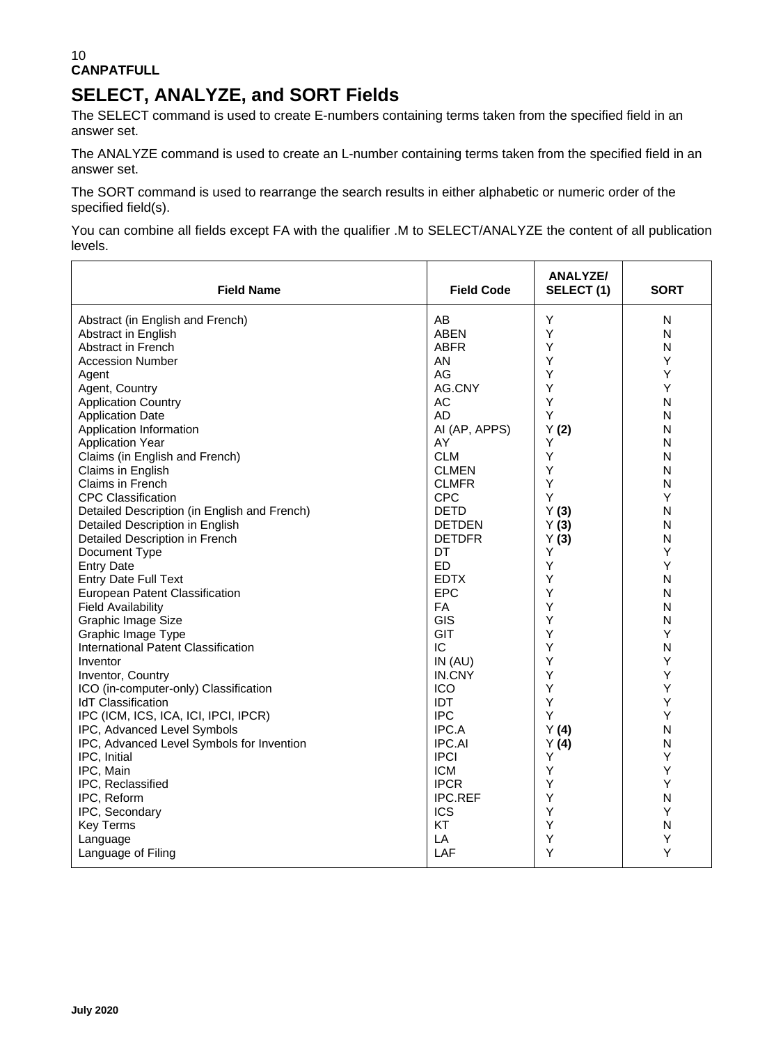## SELECT, ANALYZE, and SORT Fields

The SELECT command is used to create E-numbers containing terms taken from the specified field in an answer set.

The ANALYZE command is used to create an L-number containing terms taken from the specified field in an answer set.

The SORT command is used to rearrange the search results in either alphabetic or numeric order of the specified field(s).

You can combine all fields except FA with the qualifier .M to SELECT/ANALYZE the content of all publication levels.

| Field Name | Field Code | ANALYZE/ SELECT (1) | SORT |
|---|---|---|---|
| Abstract (in English and French) | AB | Y | N |
| Abstract in English | ABEN | Y | N |
| Abstract in French | ABFR | Y | N |
| Accession Number | AN | Y | Y |
| Agent | AG | Y | Y |
| Agent, Country | AG.CNY | Y | Y |
| Application Country | AC | Y | N |
| Application Date | AD | Y | N |
| Application Information | AI (AP, APPS) | Y **(2)** | N |
| Application Year | AY | Y | N |
| Claims (in English and French) | CLM | Y | N |
| Claims in English | CLMEN | Y | N |
| Claims in French | CLMFR | Y | N |
| CPC Classification | CPC | Y | Y |
| Detailed Description (in English and French) | DETD | Y **(3)** | N |
| Detailed Description in English | DETDEN | Y **(3)** | N |
| Detailed Description in French | DETDFR | Y **(3)** | N |
| Document Type | DT | Y | Y |
| Entry Date | ED | Y | Y |
| Entry Date Full Text | EDTX | Y | N |
| European Patent Classification | EPC | Y | N |
| Field Availability | FA | Y | N |
| Graphic Image Size | GIS | Y | N |
| Graphic Image Type | GIT | Y | Y |
| International Patent Classification | IC | Y | N |
| Inventor | IN (AU) | Y | Y |
| Inventor, Country | IN.CNY | Y | Y |
| ICO (in-computer-only) Classification | ICO | Y | Y |
| IdT Classification | IDT | Y | Y |
| IPC (ICM, ICS, ICA, ICI, IPCI, IPCR) | IPC | Y | Y |
| IPC, Advanced Level Symbols | IPC.A | Y **(4)** | N |
| IPC, Advanced Level Symbols for Invention | IPC.AI | Y **(4)** | N |
| IPC, Initial | IPCI | Y | Y |
| IPC, Main | ICM | Y | Y |
| IPC, Reclassified | IPCR | Y | Y |
| IPC, Reform | IPC.REF | Y | N |
| IPC, Secondary | ICS | Y | Y |
| Key Terms | KT | Y | N |
| Language | LA | Y | Y |
| Language of Filing | LAF | Y | Y |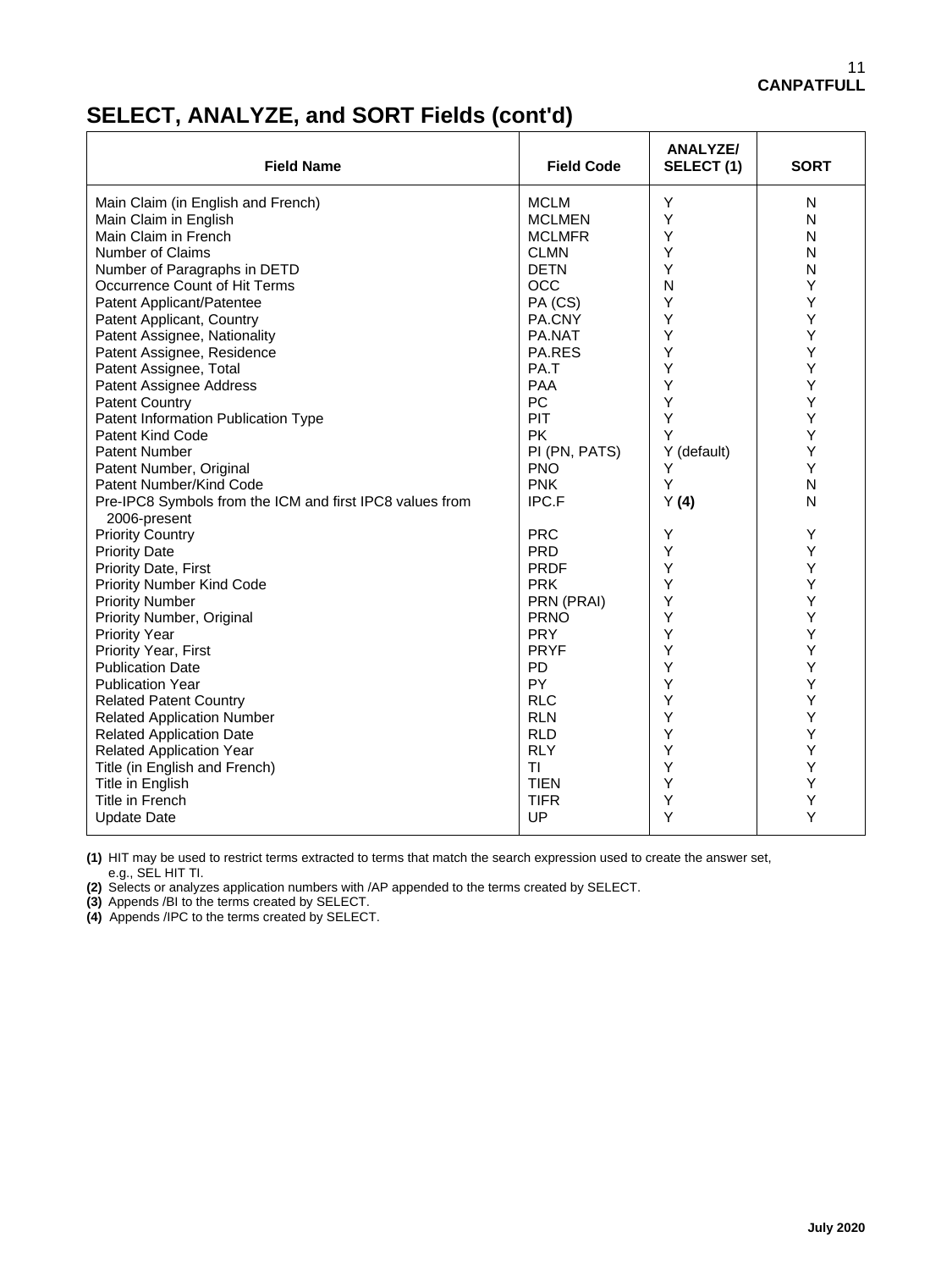## SELECT, ANALYZE, and SORT Fields (cont'd)

| Field Name | Field Code | ANALYZE/ SELECT (1) | SORT |
|---|---|---|---|
| Main Claim (in English and French) | MCLM | Y | N |
| Main Claim in English | MCLMEN | Y | N |
| Main Claim in French | MCLMFR | Y | N |
| Number of Claims | CLMN | Y | N |
| Number of Paragraphs in DETD | DETN | Y | N |
| Occurrence Count of Hit Terms | OCC | N | Y |
| Patent Applicant/Patentee | PA (CS) | Y | Y |
| Patent Applicant, Country | PA.CNY | Y | Y |
| Patent Assignee, Nationality | PA.NAT | Y | Y |
| Patent Assignee, Residence | PA.RES | Y | Y |
| Patent Assignee, Total | PA.T | Y | Y |
| Patent Assignee Address | PAA | Y | Y |
| Patent Country | PC | Y | Y |
| Patent Information Publication Type | PIT | Y | Y |
| Patent Kind Code | PK | Y | Y |
| Patent Number | PI (PN, PATS) | Y (default) | Y |
| Patent Number, Original | PNO | Y | Y |
| Patent Number/Kind Code | PNK | Y | N |
| Pre-IPC8 Symbols from the ICM and first IPC8 values from 2006-present | IPC.F | Y **(4)** | N |
| Priority Country | PRC | Y | Y |
| Priority Date | PRD | Y | Y |
| Priority Date, First | PRDF | Y | Y |
| Priority Number Kind Code | PRK | Y | Y |
| Priority Number | PRN (PRAI) | Y | Y |
| Priority Number, Original | PRNO | Y | Y |
| Priority Year | PRY | Y | Y |
| Priority Year, First | PRYF | Y | Y |
| Publication Date | PD | Y | Y |
| Publication Year | PY | Y | Y |
| Related Patent Country | RLC | Y | Y |
| Related Application Number | RLN | Y | Y |
| Related Application Date | RLD | Y | Y |
| Related Application Year | RLY | Y | Y |
| Title (in English and French) | TI | Y | Y |
| Title in English | TIEN | Y | Y |
| Title in French | TIFR | Y | Y |
| Update Date | UP | Y | Y |

**(1)** HIT may be used to restrict terms extracted to terms that match the search expression used to create the answer set, e.g., SEL HIT TI.

**(2)** Selects or analyzes application numbers with /AP appended to the terms created by SELECT.

**(3)** Appends /BI to the terms created by SELECT.

**(4)** Appends /IPC to the terms created by SELECT.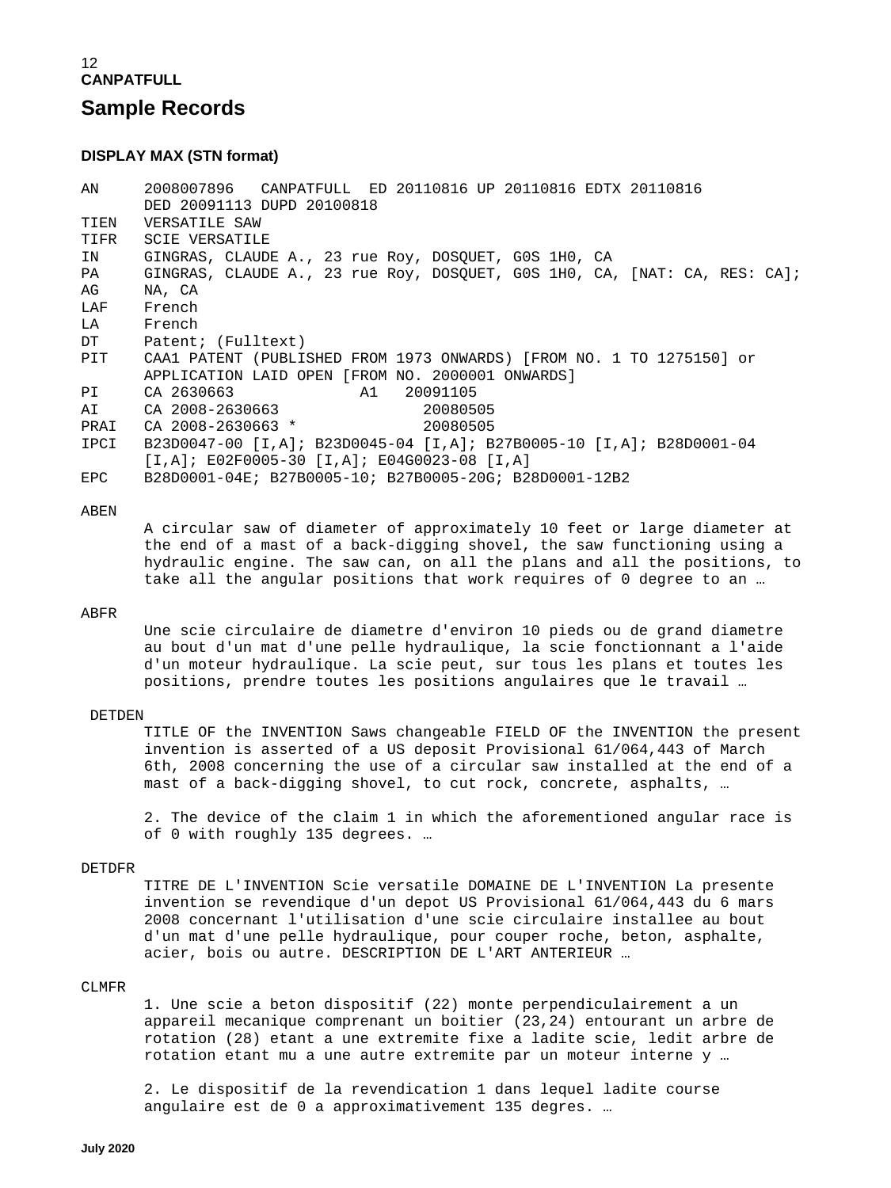## Sample Records

### DISPLAY MAX (STN format)

```
AN      2008007896   CANPATFULL  ED 20110816 UP 20110816 EDTX 20110816
        DED 20091113 DUPD 20100818
TIEN    VERSATILE SAW
TIFR    SCIE VERSATILE
IN      GINGRAS, CLAUDE A., 23 rue Roy, DOSQUET, G0S 1H0, CA
PA      GINGRAS, CLAUDE A., 23 rue Roy, DOSQUET, G0S 1H0, CA, [NAT: CA, RES: CA];
AG      NA, CA
LAF     French
LA      French
DT      Patent; (Fulltext)
PIT     CAA1 PATENT (PUBLISHED FROM 1973 ONWARDS) [FROM NO. 1 TO 1275150] or
        APPLICATION LAID OPEN [FROM NO. 2000001 ONWARDS]
PI      CA 2630663             A1   20091105
AI      CA 2008-2630663               20080505
PRAI    CA 2008-2630663 *             20080505
IPCI    B23D0047-00 [I,A]; B23D0045-04 [I,A]; B27B0005-10 [I,A]; B28D0001-04
        [I,A]; E02F0005-30 [I,A]; E04G0023-08 [I,A]
EPC     B28D0001-04E; B27B0005-10; B27B0005-20G; B28D0001-12B2

ABEN
        A circular saw of diameter of approximately 10 feet or large diameter at
        the end of a mast of a back-digging shovel, the saw functioning using a
        hydraulic engine. The saw can, on all the plans and all the positions, to
        take all the angular positions that work requires of 0 degree to an …

ABFR
        Une scie circulaire de diametre d'environ 10 pieds ou de grand diametre
        au bout d'un mat d'une pelle hydraulique, la scie fonctionnant a l'aide
        d'un moteur hydraulique. La scie peut, sur tous les plans et toutes les
        positions, prendre toutes les positions angulaires que le travail …

 DETDEN
        TITLE OF the INVENTION Saws changeable FIELD OF the INVENTION the present
        invention is asserted of a US deposit Provisional 61/064,443 of March
        6th, 2008 concerning the use of a circular saw installed at the end of a
        mast of a back-digging shovel, to cut rock, concrete, asphalts, …

        2. The device of the claim 1 in which the aforementioned angular race is
        of 0 with roughly 135 degrees. …

DETDFR
        TITRE DE L'INVENTION Scie versatile DOMAINE DE L'INVENTION La presente
        invention se revendique d'un depot US Provisional 61/064,443 du 6 mars
        2008 concernant l'utilisation d'une scie circulaire installee au bout
        d'un mat d'une pelle hydraulique, pour couper roche, beton, asphalte,
        acier, bois ou autre. DESCRIPTION DE L'ART ANTERIEUR …

CLMFR
        1. Une scie a beton dispositif (22) monte perpendiculairement a un
        appareil mecanique comprenant un boitier (23,24) entourant un arbre de
        rotation (28) etant a une extremite fixe a ladite scie, ledit arbre de
        rotation etant mu a une autre extremite par un moteur interne y …

        2. Le dispositif de la revendication 1 dans lequel ladite course
        angulaire est de 0 a approximativement 135 degres. …
```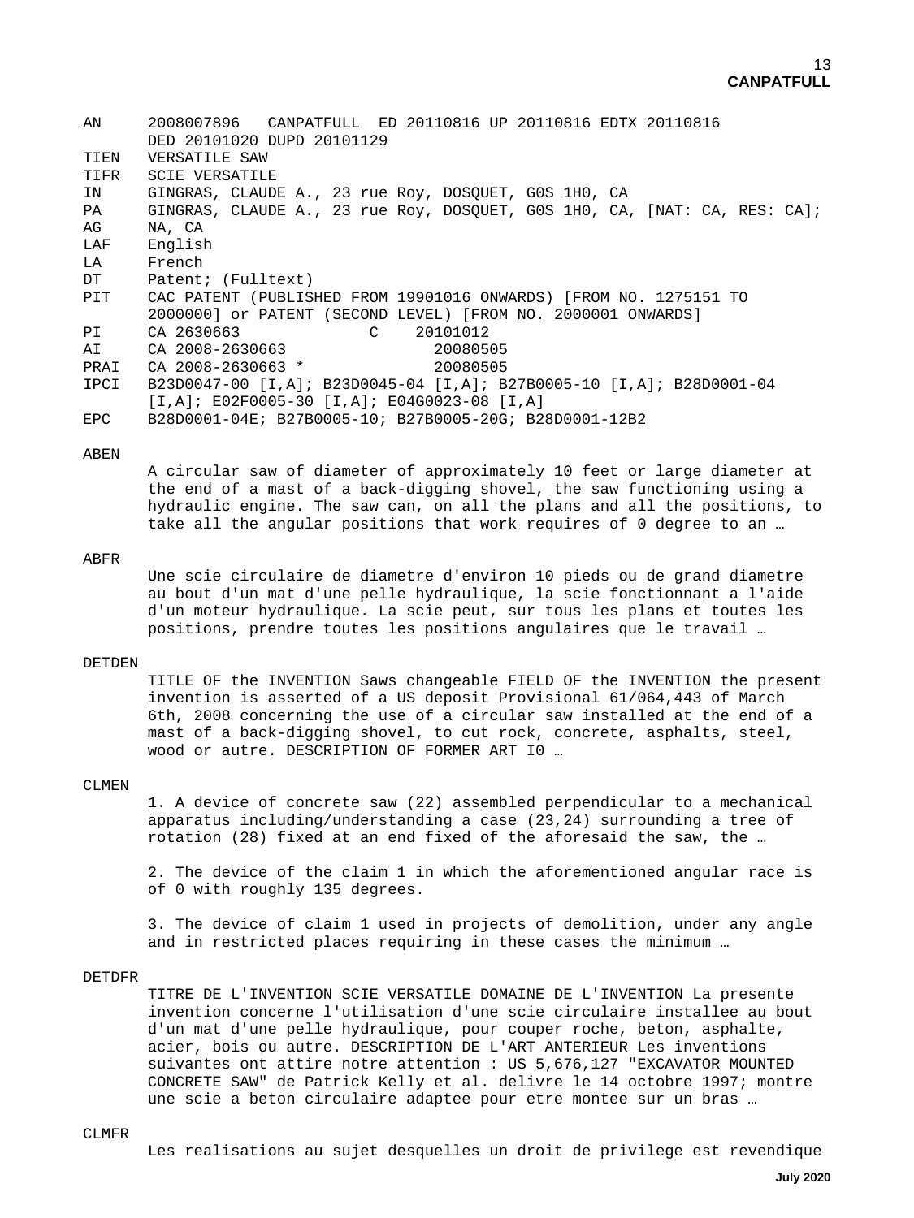```
AN      2008007896   CANPATFULL  ED 20110816 UP 20110816 EDTX 20110816
        DED 20101020 DUPD 20101129
TIEN    VERSATILE SAW
TIFR    SCIE VERSATILE
IN      GINGRAS, CLAUDE A., 23 rue Roy, DOSQUET, G0S 1H0, CA
PA      GINGRAS, CLAUDE A., 23 rue Roy, DOSQUET, G0S 1H0, CA, [NAT: CA, RES: CA];
AG      NA, CA
LAF     English
LA      French
DT      Patent; (Fulltext)
PIT     CAC PATENT (PUBLISHED FROM 19901016 ONWARDS) [FROM NO. 1275151 TO
        2000000] or PATENT (SECOND LEVEL) [FROM NO. 2000001 ONWARDS]
PI      CA 2630663            C    20101012
AI      CA 2008-2630663               20080505
PRAI    CA 2008-2630663 *             20080505
IPCI    B23D0047-00 [I,A]; B23D0045-04 [I,A]; B27B0005-10 [I,A]; B28D0001-04
        [I,A]; E02F0005-30 [I,A]; E04G0023-08 [I,A]
EPC     B28D0001-04E; B27B0005-10; B27B0005-20G; B28D0001-12B2
```

ABEN

A circular saw of diameter of approximately 10 feet or large diameter at the end of a mast of a back-digging shovel, the saw functioning using a hydraulic engine. The saw can, on all the plans and all the positions, to take all the angular positions that work requires of 0 degree to an …

ABFR

Une scie circulaire de diametre d'environ 10 pieds ou de grand diametre au bout d'un mat d'une pelle hydraulique, la scie fonctionnant a l'aide d'un moteur hydraulique. La scie peut, sur tous les plans et toutes les positions, prendre toutes les positions angulaires que le travail …

DETDEN

TITLE OF the INVENTION Saws changeable FIELD OF the INVENTION the present invention is asserted of a US deposit Provisional 61/064,443 of March 6th, 2008 concerning the use of a circular saw installed at the end of a mast of a back-digging shovel, to cut rock, concrete, asphalts, steel, wood or autre. DESCRIPTION OF FORMER ART I0 …

CLMEN

1. A device of concrete saw (22) assembled perpendicular to a mechanical apparatus including/understanding a case (23,24) surrounding a tree of rotation (28) fixed at an end fixed of the aforesaid the saw, the …

2. The device of the claim 1 in which the aforementioned angular race is of 0 with roughly 135 degrees.

3. The device of claim 1 used in projects of demolition, under any angle and in restricted places requiring in these cases the minimum …

DETDFR

TITRE DE L'INVENTION SCIE VERSATILE DOMAINE DE L'INVENTION La presente invention concerne l'utilisation d'une scie circulaire installee au bout d'un mat d'une pelle hydraulique, pour couper roche, beton, asphalte, acier, bois ou autre. DESCRIPTION DE L'ART ANTERIEUR Les inventions suivantes ont attire notre attention : US 5,676,127 "EXCAVATOR MOUNTED CONCRETE SAW" de Patrick Kelly et al. delivre le 14 octobre 1997; montre une scie a beton circulaire adaptee pour etre montee sur un bras …

CLMFR

Les realisations au sujet desquelles un droit de privilege est revendique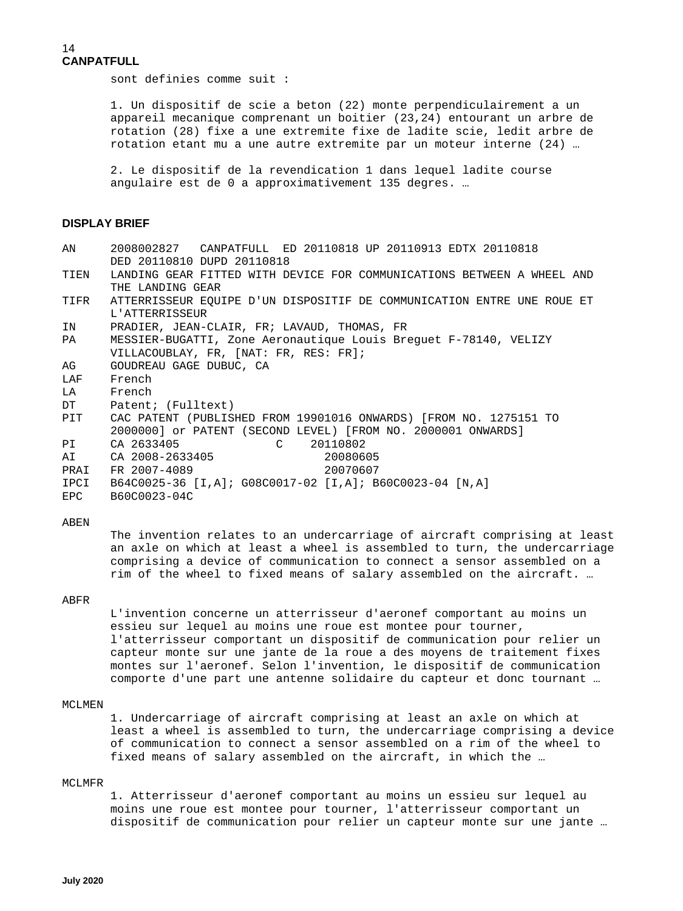**CANPATFULL**

sont definies comme suit :

1. Un dispositif de scie a beton (22) monte perpendiculairement a un appareil mecanique comprenant un boitier (23,24) entourant un arbre de rotation (28) fixe a une extremite fixe de ladite scie, ledit arbre de rotation etant mu a une autre extremite par un moteur interne (24) …

2. Le dispositif de la revendication 1 dans lequel ladite course angulaire est de 0 a approximativement 135 degres. …

**DISPLAY BRIEF**

```
AN      2008002827   CANPATFULL  ED 20110818 UP 20110913 EDTX 20110818
        DED 20110810 DUPD 20110818
TIEN    LANDING GEAR FITTED WITH DEVICE FOR COMMUNICATIONS BETWEEN A WHEEL AND
        THE LANDING GEAR
TIFR    ATTERRISSEUR EQUIPE D'UN DISPOSITIF DE COMMUNICATION ENTRE UNE ROUE ET
        L'ATTERRISSEUR
IN      PRADIER, JEAN-CLAIR, FR; LAVAUD, THOMAS, FR
PA      MESSIER-BUGATTI, Zone Aeronautique Louis Breguet F-78140, VELIZY
        VILLACOUBLAY, FR, [NAT: FR, RES: FR];
AG      GOUDREAU GAGE DUBUC, CA
LAF     French
LA      French
DT      Patent; (Fulltext)
PIT     CAC PATENT (PUBLISHED FROM 19901016 ONWARDS) [FROM NO. 1275151 TO
        2000000] or PATENT (SECOND LEVEL) [FROM NO. 2000001 ONWARDS]
PI      CA 2633405            C    20110802
AI      CA 2008-2633405              20080605
PRAI    FR 2007-4089                 20070607
IPCI    B64C0025-36 [I,A]; G08C0017-02 [I,A]; B60C0023-04 [N,A]
EPC     B60C0023-04C
```

ABEN

The invention relates to an undercarriage of aircraft comprising at least an axle on which at least a wheel is assembled to turn, the undercarriage comprising a device of communication to connect a sensor assembled on a rim of the wheel to fixed means of salary assembled on the aircraft. …

ABFR

L'invention concerne un atterrisseur d'aeronef comportant au moins un essieu sur lequel au moins une roue est montee pour tourner, l'atterrisseur comportant un dispositif de communication pour relier un capteur monte sur une jante de la roue a des moyens de traitement fixes montes sur l'aeronef. Selon l'invention, le dispositif de communication comporte d'une part une antenne solidaire du capteur et donc tournant …

MCLMEN

1. Undercarriage of aircraft comprising at least an axle on which at least a wheel is assembled to turn, the undercarriage comprising a device of communication to connect a sensor assembled on a rim of the wheel to fixed means of salary assembled on the aircraft, in which the …

MCLMFR

1. Atterrisseur d'aeronef comportant au moins un essieu sur lequel au moins une roue est montee pour tourner, l'atterrisseur comportant un dispositif de communication pour relier un capteur monte sur une jante …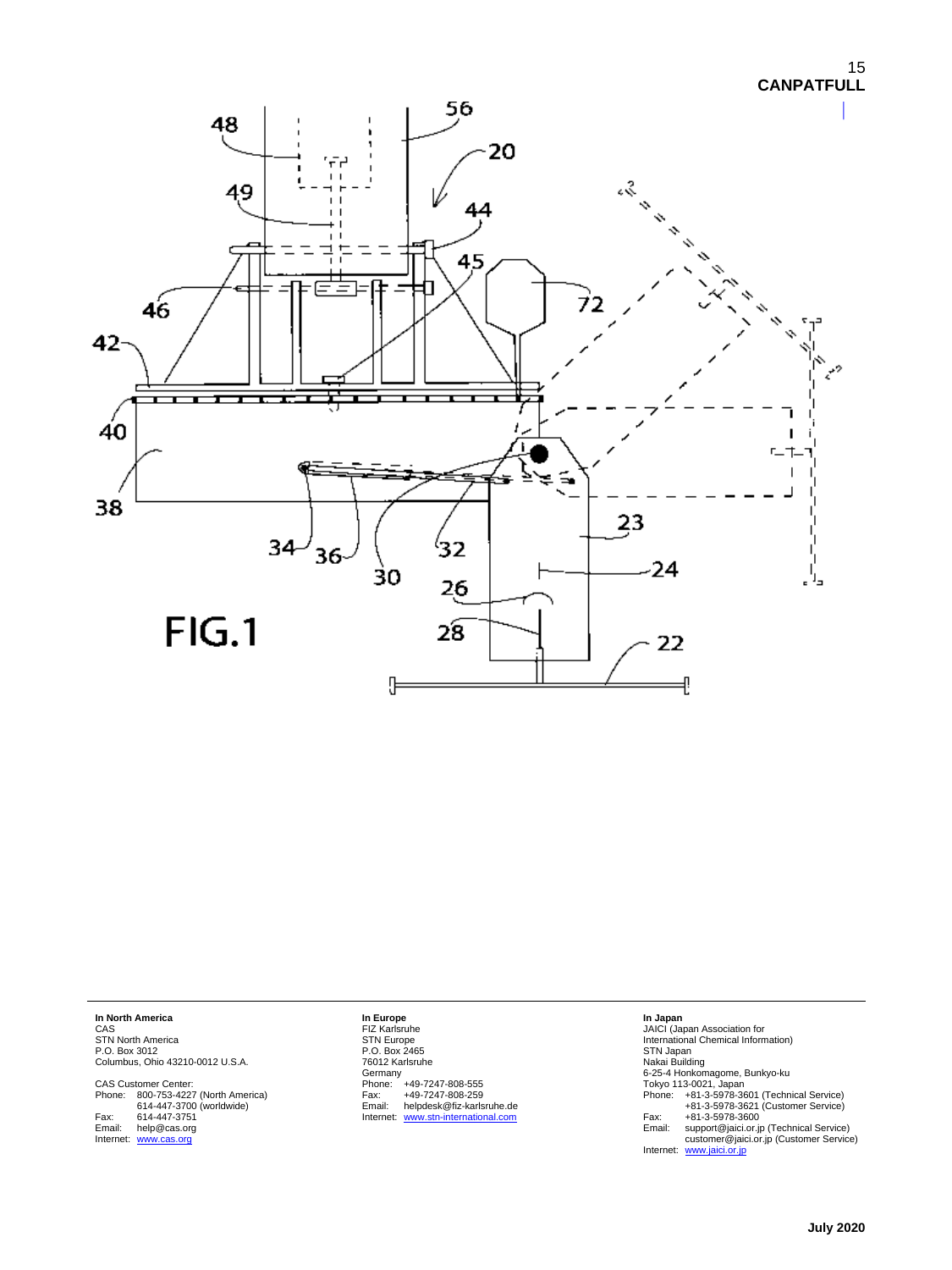FIG.1

**In North America**
CAS
STN North America
P.O. Box 3012
Columbus, Ohio 43210-0012 U.S.A.

CAS Customer Center:
Phone: 800-753-4227 (North America)
614-447-3700 (worldwide)
Fax: 614-447-3751
Email: help@cas.org
Internet: www.cas.org

**In Europe**
FIZ Karlsruhe
STN Europe
P.O. Box 2465
76012 Karlsruhe
Germany
Phone: +49-7247-808-555
Fax: +49-7247-808-259
Email: helpdesk@fiz-karlsruhe.de
Internet: www.stn-international.com

**In Japan**
JAICI (Japan Association for
International Chemical Information)
STN Japan
Nakai Building
6-25-4 Honkomagome, Bunkyo-ku
Tokyo 113-0021, Japan
Phone: +81-3-5978-3601 (Technical Service)
+81-3-5978-3621 (Customer Service)
Fax: +81-3-5978-3600
Email: support@jaici.or.jp (Technical Service)
customer@jaici.or.jp (Customer Service)
Internet: www.jaici.or.jp

**July 2020**